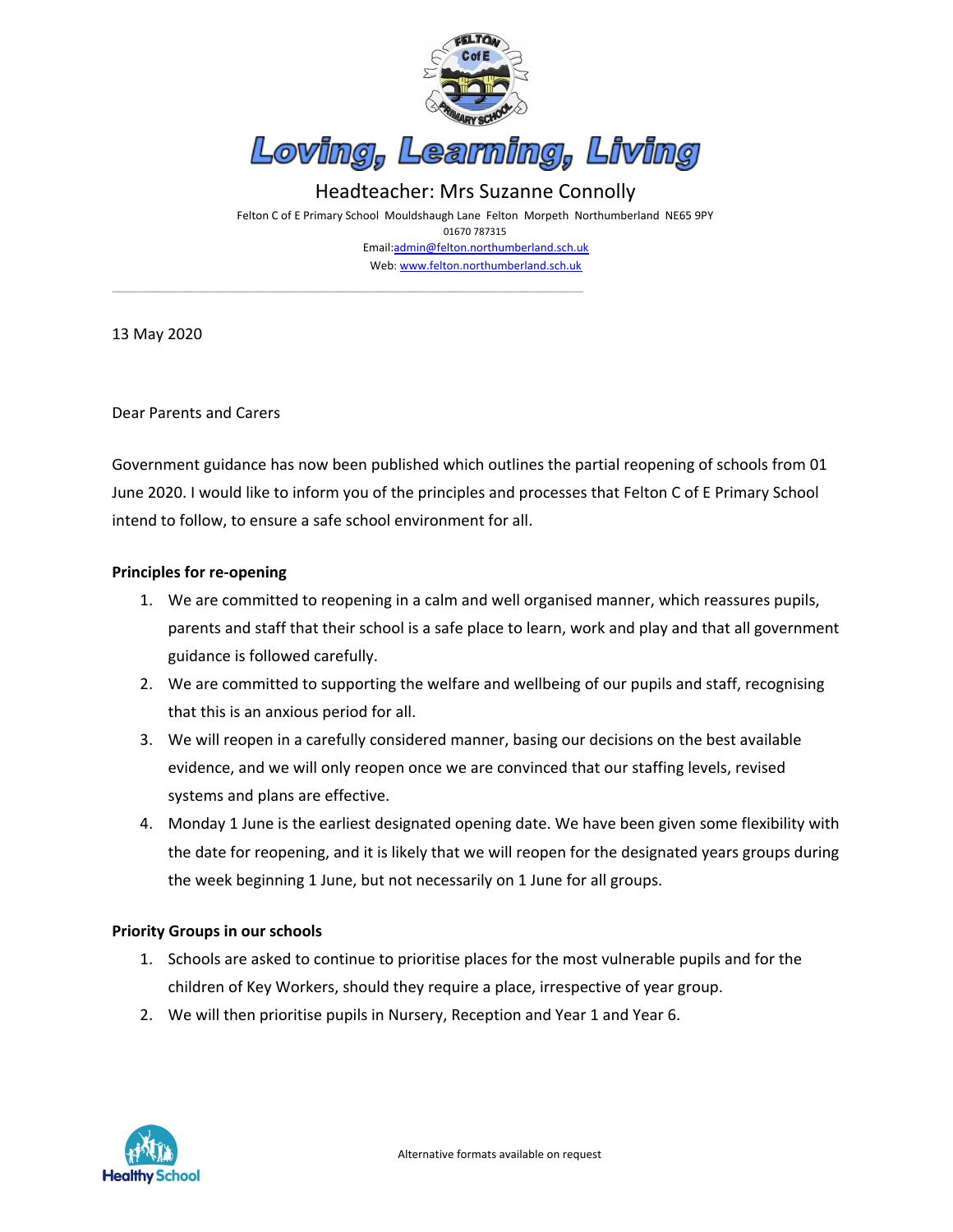**Loving, Learning, Living**

Headteacher: Mrs Suzanne Connolly

Felton C of E Primary School Mouldshaugh Lane Felton Morpeth Northumberland NE65 9PY
01670 787315
Email: admin@felton.northumberland.sch.uk
Web: www.felton.northumberland.sch.uk

---

13 May 2020

Dear Parents and Carers

Government guidance has now been published which outlines the partial reopening of schools from 01 June 2020. I would like to inform you of the principles and processes that Felton C of E Primary School intend to follow, to ensure a safe school environment for all.

**Principles for re-opening**

1. We are committed to reopening in a calm and well organised manner, which reassures pupils, parents and staff that their school is a safe place to learn, work and play and that all government guidance is followed carefully.
2. We are committed to supporting the welfare and wellbeing of our pupils and staff, recognising that this is an anxious period for all.
3. We will reopen in a carefully considered manner, basing our decisions on the best available evidence, and we will only reopen once we are convinced that our staffing levels, revised systems and plans are effective.
4. Monday 1 June is the earliest designated opening date. We have been given some flexibility with the date for reopening, and it is likely that we will reopen for the designated years groups during the week beginning 1 June, but not necessarily on 1 June for all groups.

**Priority Groups in our schools**

1. Schools are asked to continue to prioritise places for the most vulnerable pupils and for the children of Key Workers, should they require a place, irrespective of year group.
2. We will then prioritise pupils in Nursery, Reception and Year 1 and Year 6.

Healthy School

Alternative formats available on request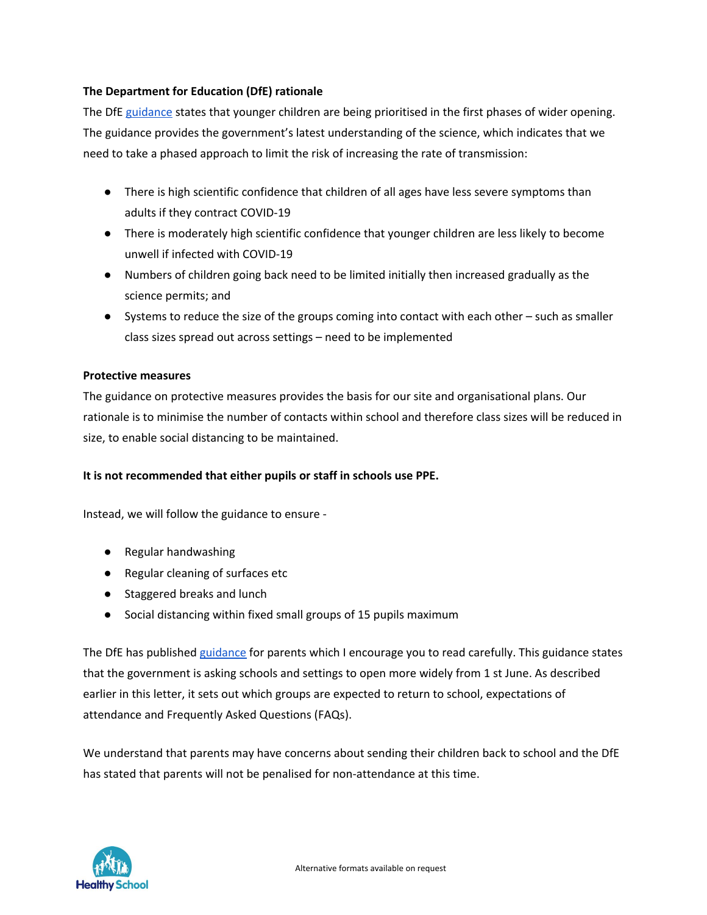**The Department for Education (DfE) rationale**

The DfE guidance states that younger children are being prioritised in the first phases of wider opening. The guidance provides the government's latest understanding of the science, which indicates that we need to take a phased approach to limit the risk of increasing the rate of transmission:

- There is high scientific confidence that children of all ages have less severe symptoms than adults if they contract COVID-19
- There is moderately high scientific confidence that younger children are less likely to become unwell if infected with COVID-19
- Numbers of children going back need to be limited initially then increased gradually as the science permits; and
- Systems to reduce the size of the groups coming into contact with each other – such as smaller class sizes spread out across settings – need to be implemented

**Protective measures**

The guidance on protective measures provides the basis for our site and organisational plans. Our rationale is to minimise the number of contacts within school and therefore class sizes will be reduced in size, to enable social distancing to be maintained.

**It is not recommended that either pupils or staff in schools use PPE.**

Instead, we will follow the guidance to ensure -

- Regular handwashing
- Regular cleaning of surfaces etc
- Staggered breaks and lunch
- Social distancing within fixed small groups of 15 pupils maximum

The DfE has published guidance for parents which I encourage you to read carefully. This guidance states that the government is asking schools and settings to open more widely from 1 st June. As described earlier in this letter, it sets out which groups are expected to return to school, expectations of attendance and Frequently Asked Questions (FAQs).

We understand that parents may have concerns about sending their children back to school and the DfE has stated that parents will not be penalised for non-attendance at this time.

Healthy School

Alternative formats available on request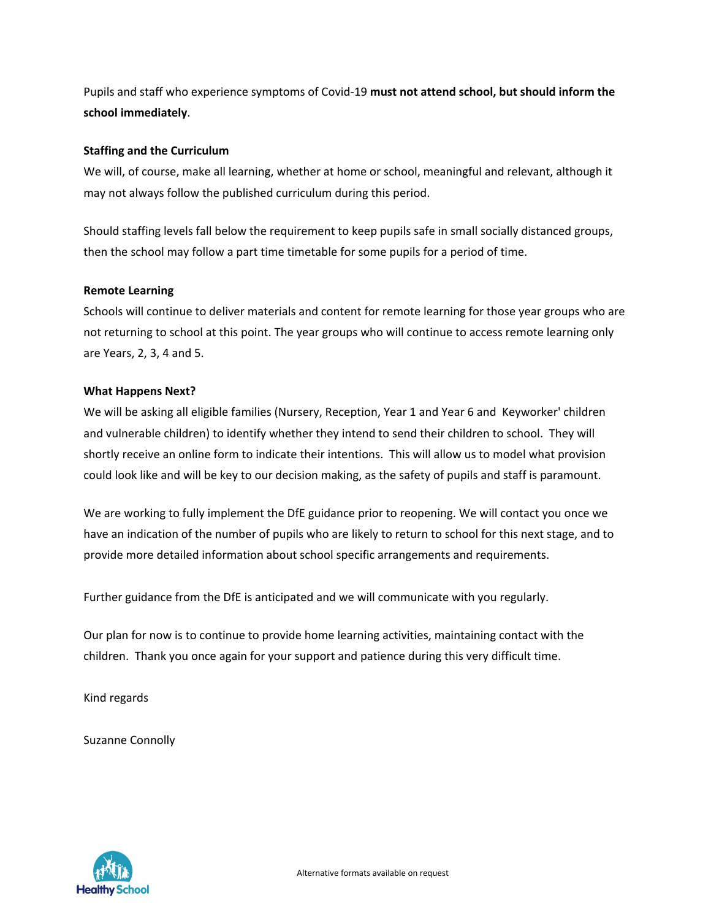Pupils and staff who experience symptoms of Covid-19 **must not attend school, but should inform the school immediately**.

**Staffing and the Curriculum**

We will, of course, make all learning, whether at home or school, meaningful and relevant, although it may not always follow the published curriculum during this period.

Should staffing levels fall below the requirement to keep pupils safe in small socially distanced groups, then the school may follow a part time timetable for some pupils for a period of time.

**Remote Learning**

Schools will continue to deliver materials and content for remote learning for those year groups who are not returning to school at this point. The year groups who will continue to access remote learning only are Years, 2, 3, 4 and 5.

**What Happens Next?**

We will be asking all eligible families (Nursery, Reception, Year 1 and Year 6 and Keyworker' children and vulnerable children) to identify whether they intend to send their children to school. They will shortly receive an online form to indicate their intentions. This will allow us to model what provision could look like and will be key to our decision making, as the safety of pupils and staff is paramount.

We are working to fully implement the DfE guidance prior to reopening. We will contact you once we have an indication of the number of pupils who are likely to return to school for this next stage, and to provide more detailed information about school specific arrangements and requirements.

Further guidance from the DfE is anticipated and we will communicate with you regularly.

Our plan for now is to continue to provide home learning activities, maintaining contact with the children. Thank you once again for your support and patience during this very difficult time.

Kind regards

Suzanne Connolly

Healthy School

Alternative formats available on request